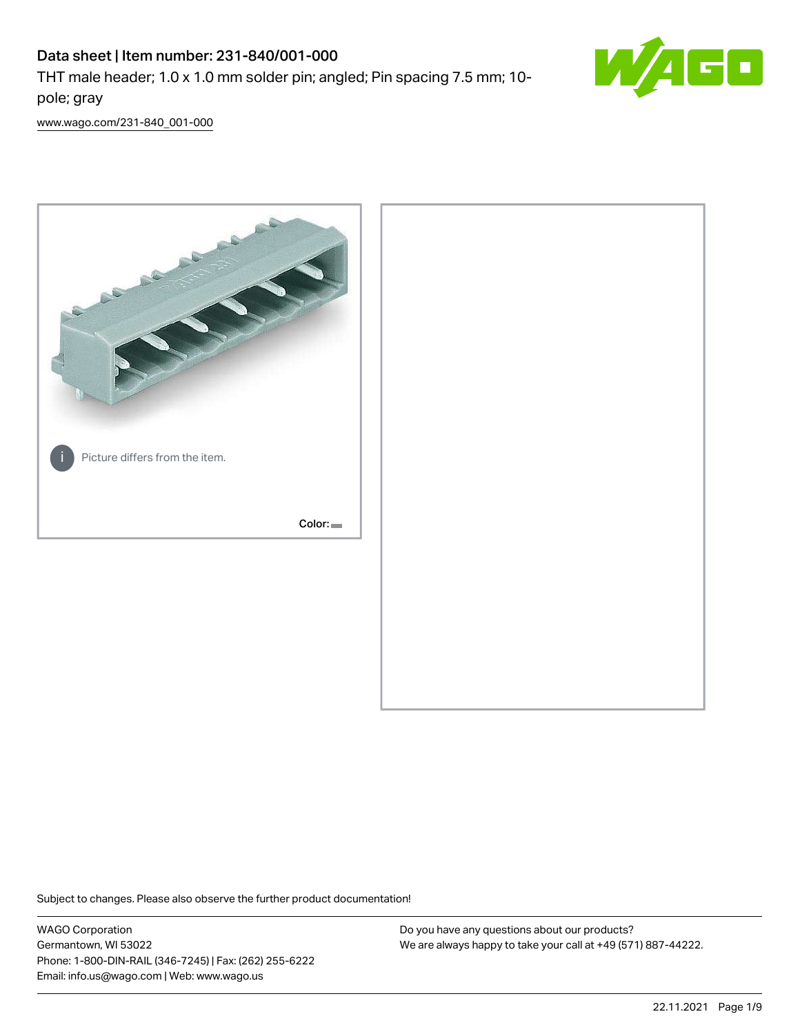# Data sheet | Item number: 231-840/001-000

THT male header; 1.0 x 1.0 mm solder pin; angled; Pin spacing 7.5 mm; 10-pole; gray

www.wago.com/231-840_001-000

Picture differs from the item.

Color:

Subject to changes. Please also observe the further product documentation!

WAGO Corporation
Germantown, WI 53022
Phone: 1-800-DIN-RAIL (346-7245) | Fax: (262) 255-6222
Email: info.us@wago.com | Web: www.wago.us

Do you have any questions about our products?
We are always happy to take your call at +49 (571) 887-44222.

22.11.2021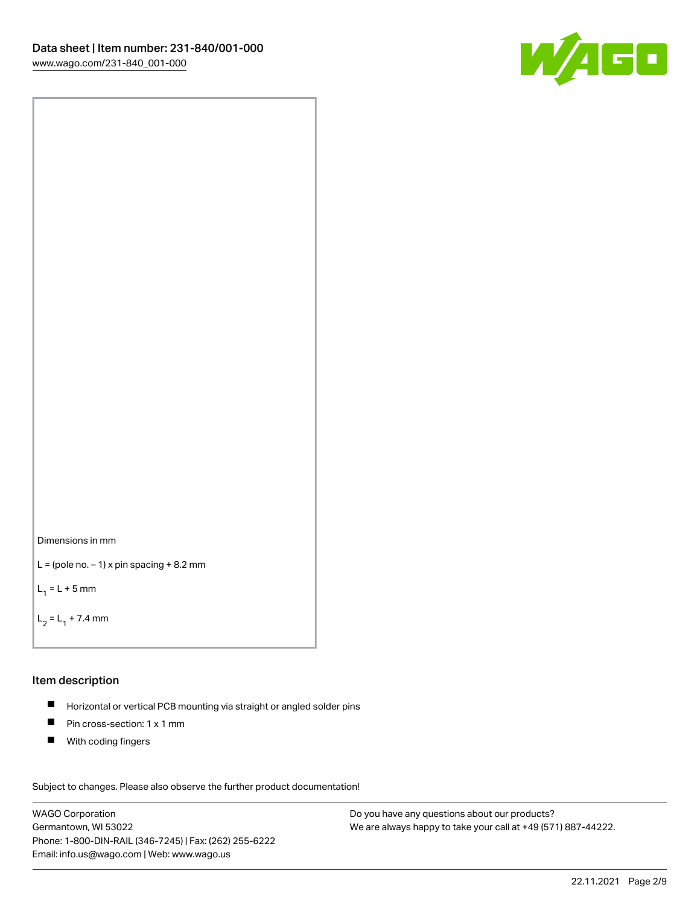Dimensions in mm

L = (pole no. – 1) x pin spacing + 8.2 mm

$L_1$ = L + 5 mm

$L_2$ = $L_1$ + 7.4 mm

## Item description

- Horizontal or vertical PCB mounting via straight or angled solder pins
- Pin cross-section: 1 x 1 mm
- With coding fingers

Subject to changes. Please also observe the further product documentation!

WAGO Corporation
Germantown, WI 53022
Phone: 1-800-DIN-RAIL (346-7245) | Fax: (262) 255-6222
Email: info.us@wago.com | Web: www.wago.us

Do you have any questions about our products?
We are always happy to take your call at +49 (571) 887-44222.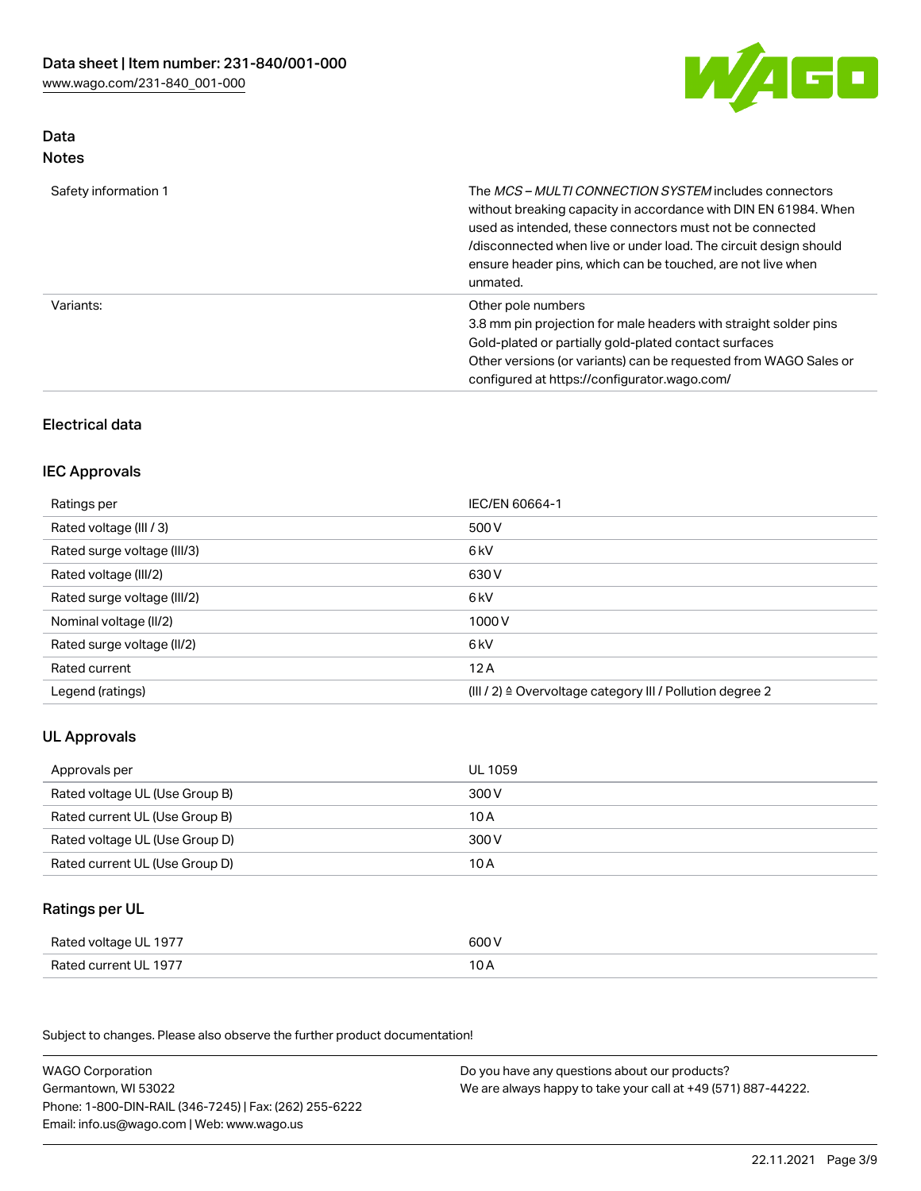## Data
### Notes

| | |
|---|---|
| Safety information 1 | The *MCS – MULTI CONNECTION SYSTEM* includes connectors without breaking capacity in accordance with DIN EN 61984. When used as intended, these connectors must not be connected /disconnected when live or under load. The circuit design should ensure header pins, which can be touched, are not live when unmated. |
| Variants: | Other pole numbers<br>3.8 mm pin projection for male headers with straight solder pins<br>Gold-plated or partially gold-plated contact surfaces<br>Other versions (or variants) can be requested from WAGO Sales or configured at https://configurator.wago.com/ |

## Electrical data

### IEC Approvals

| | |
|---|---|
| Ratings per | IEC/EN 60664-1 |
| Rated voltage (III / 3) | 500 V |
| Rated surge voltage (III/3) | 6 kV |
| Rated voltage (III/2) | 630 V |
| Rated surge voltage (III/2) | 6 kV |
| Nominal voltage (II/2) | 1000 V |
| Rated surge voltage (II/2) | 6 kV |
| Rated current | 12 A |
| Legend (ratings) | (III / 2) ≙ Overvoltage category III / Pollution degree 2 |

### UL Approvals

| | |
|---|---|
| Approvals per | UL 1059 |
| Rated voltage UL (Use Group B) | 300 V |
| Rated current UL (Use Group B) | 10 A |
| Rated voltage UL (Use Group D) | 300 V |
| Rated current UL (Use Group D) | 10 A |

### Ratings per UL

| | |
|---|---|
| Rated voltage UL 1977 | 600 V |
| Rated current UL 1977 | 10 A |

Subject to changes. Please also observe the further product documentation!

WAGO Corporation
Germantown, WI 53022
Phone: 1-800-DIN-RAIL (346-7245) | Fax: (262) 255-6222
Email: info.us@wago.com | Web: www.wago.us

Do you have any questions about our products?
We are always happy to take your call at +49 (571) 887-44222.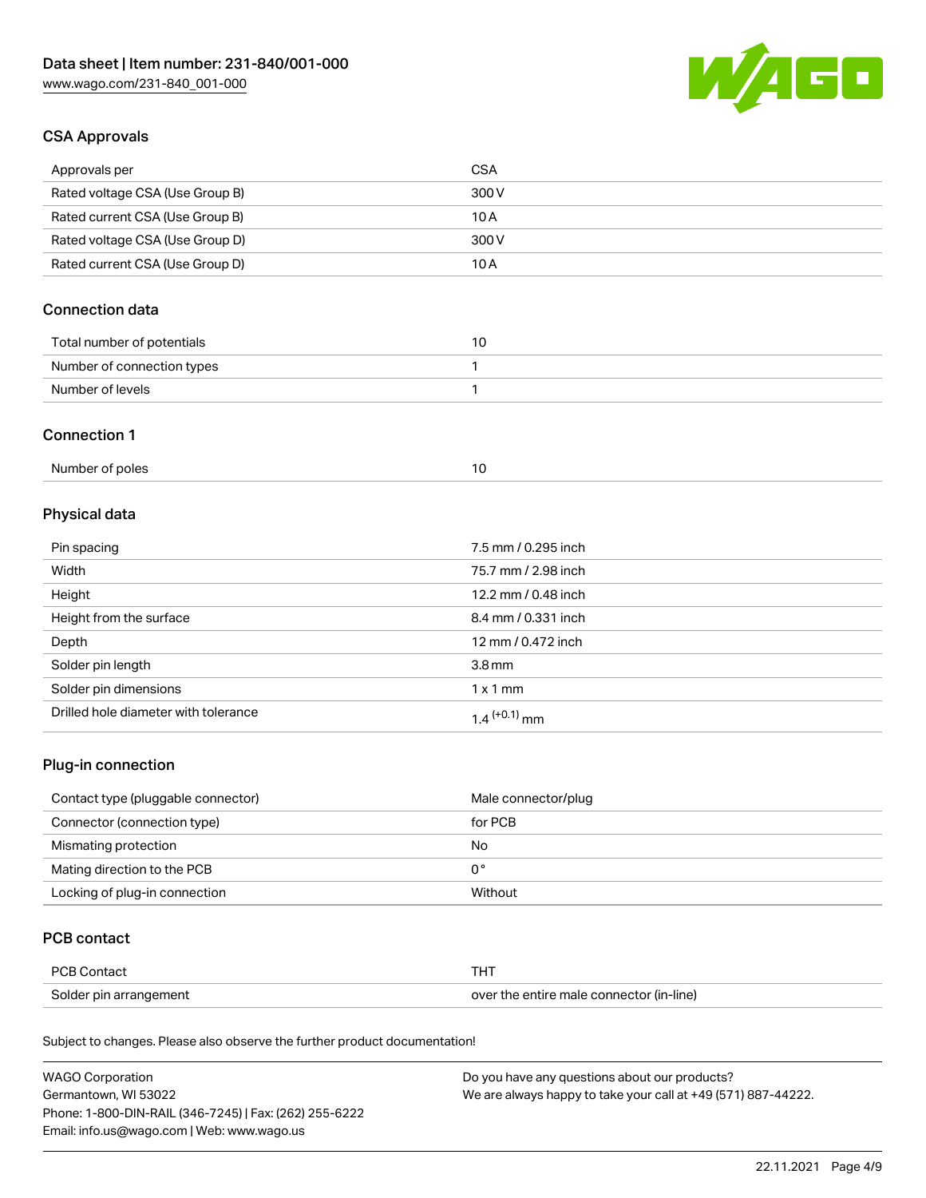## CSA Approvals

| Approvals per | CSA |
| --- | --- |
| Rated voltage CSA (Use Group B) | 300 V |
| Rated current CSA (Use Group B) | 10 A |
| Rated voltage CSA (Use Group D) | 300 V |
| Rated current CSA (Use Group D) | 10 A |

## Connection data

| Total number of potentials | 10 |
| --- | --- |
| Number of connection types | 1 |
| Number of levels | 1 |

## Connection 1

| Number of poles | 10 |
| --- | --- |

## Physical data

| Pin spacing | 7.5 mm / 0.295 inch |
| --- | --- |
| Width | 75.7 mm / 2.98 inch |
| Height | 12.2 mm / 0.48 inch |
| Height from the surface | 8.4 mm / 0.331 inch |
| Depth | 12 mm / 0.472 inch |
| Solder pin length | 3.8 mm |
| Solder pin dimensions | 1 x 1 mm |
| Drilled hole diameter with tolerance | $1.4^{(+0.1)}$ mm |

## Plug-in connection

| Contact type (pluggable connector) | Male connector/plug |
| --- | --- |
| Connector (connection type) | for PCB |
| Mismating protection | No |
| Mating direction to the PCB | 0 ° |
| Locking of plug-in connection | Without |

## PCB contact

| PCB Contact | THT |
| --- | --- |
| Solder pin arrangement | over the entire male connector (in-line) |

Subject to changes. Please also observe the further product documentation!

WAGO Corporation
Germantown, WI 53022
Phone: 1-800-DIN-RAIL (346-7245) | Fax: (262) 255-6222
Email: info.us@wago.com | Web: www.wago.us

Do you have any questions about our products?
We are always happy to take your call at +49 (571) 887-44222.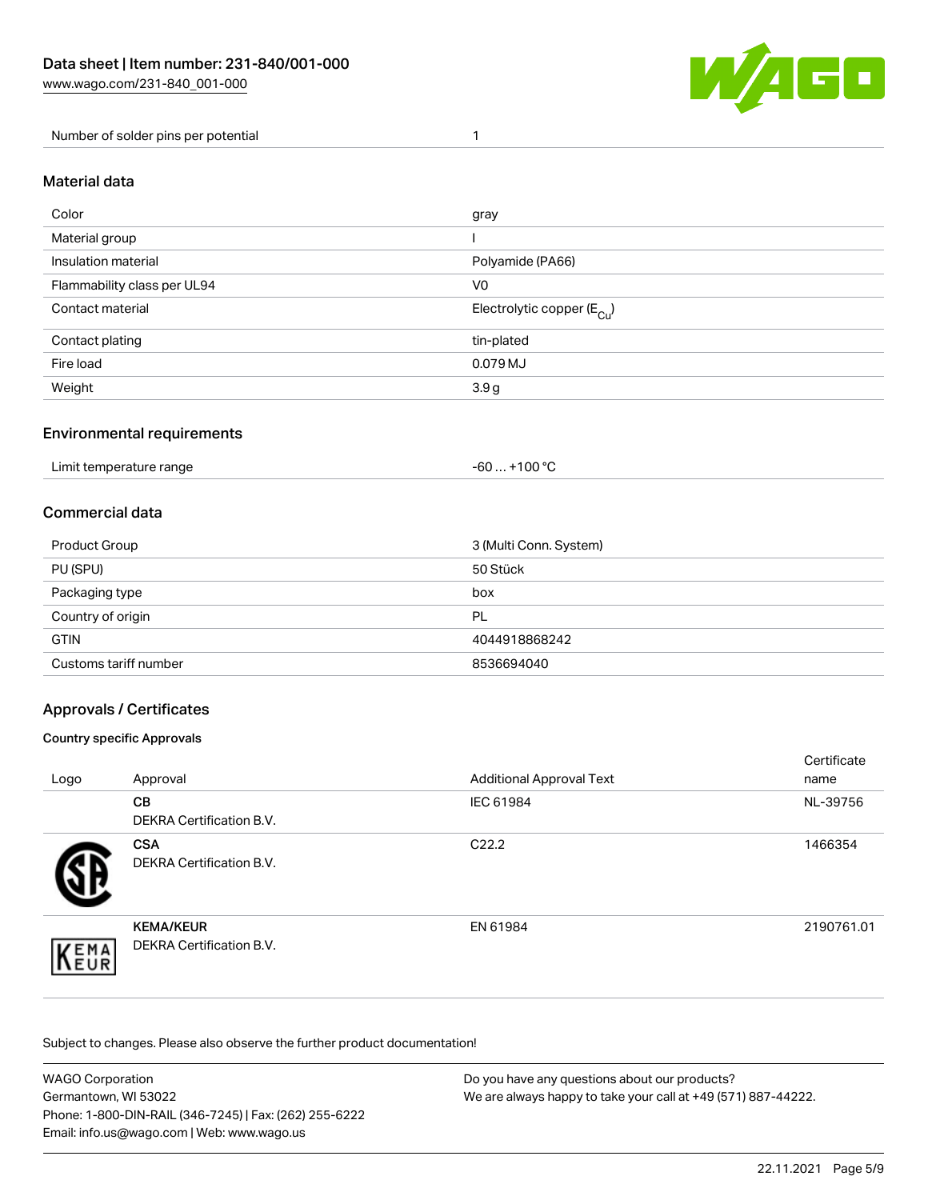| | |
|---|---|
| Number of solder pins per potential | 1 |

## Material data

| | |
|---|---|
| Color | gray |
| Material group | I |
| Insulation material | Polyamide (PA66) |
| Flammability class per UL94 | V0 |
| Contact material | Electrolytic copper ($E_{Cu}$) |
| Contact plating | tin-plated |
| Fire load | 0.079 MJ |
| Weight | 3.9 g |

## Environmental requirements

| | |
|---|---|
| Limit temperature range | -60 … +100 °C |

## Commercial data

| | |
|---|---|
| Product Group | 3 (Multi Conn. System) |
| PU (SPU) | 50 Stück |
| Packaging type | box |
| Country of origin | PL |
| GTIN | 4044918868242 |
| Customs tariff number | 8536694040 |

## Approvals / Certificates

### Country specific Approvals

| Logo | Approval | Additional Approval Text | Certificate name |
|---|---|---|---|
| | **CB**<br>DEKRA Certification B.V. | IEC 61984 | NL-39756 |
| | **CSA**<br>DEKRA Certification B.V. | C22.2 | 1466354 |
| | **KEMA/KEUR**<br>DEKRA Certification B.V. | EN 61984 | 2190761.01 |

Subject to changes. Please also observe the further product documentation!

WAGO Corporation
Germantown, WI 53022
Phone: 1-800-DIN-RAIL (346-7245) | Fax: (262) 255-6222
Email: info.us@wago.com | Web: www.wago.us

Do you have any questions about our products?
We are always happy to take your call at +49 (571) 887-44222.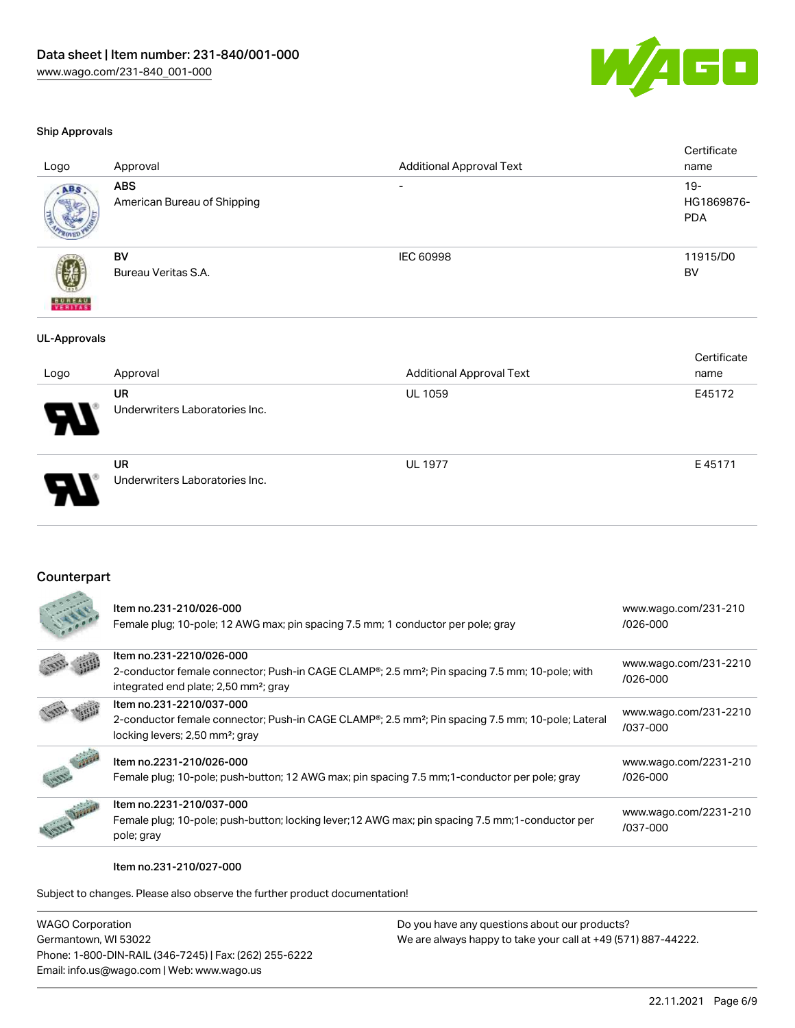### Ship Approvals

| Logo | Approval | Additional Approval Text | Certificate name |
|---|---|---|---|
| | **ABS** American Bureau of Shipping | - | 19-HG1869876-PDA |
| | **BV** Bureau Veritas S.A. | IEC 60998 | 11915/D0 BV |

### UL-Approvals

| Logo | Approval | Additional Approval Text | Certificate name |
|---|---|---|---|
| | **UR** Underwriters Laboratories Inc. | UL 1059 | E45172 |
| | **UR** Underwriters Laboratories Inc. | UL 1977 | E 45171 |

## Counterpart

| | Item | Link |
|---|---|---|
| | Item no.231-210/026-000<br>Female plug; 10-pole; 12 AWG max; pin spacing 7.5 mm; 1 conductor per pole; gray | www.wago.com/231-210/026-000 |
| | Item no.231-2210/026-000<br>2-conductor female connector; Push-in CAGE CLAMP®; 2.5 mm²; Pin spacing 7.5 mm; 10-pole; with integrated end plate; 2,50 mm²; gray | www.wago.com/231-2210/026-000 |
| | Item no.231-2210/037-000<br>2-conductor female connector; Push-in CAGE CLAMP®; 2.5 mm²; Pin spacing 7.5 mm; 10-pole; Lateral locking levers; 2,50 mm²; gray | www.wago.com/231-2210/037-000 |
| | Item no.2231-210/026-000<br>Female plug; 10-pole; push-button; 12 AWG max; pin spacing 7.5 mm;1-conductor per pole; gray | www.wago.com/2231-210/026-000 |
| | Item no.2231-210/037-000<br>Female plug; 10-pole; push-button; locking lever;12 AWG max; pin spacing 7.5 mm;1-conductor per pole; gray | www.wago.com/2231-210/037-000 |

Item no.231-210/027-000

Subject to changes. Please also observe the further product documentation!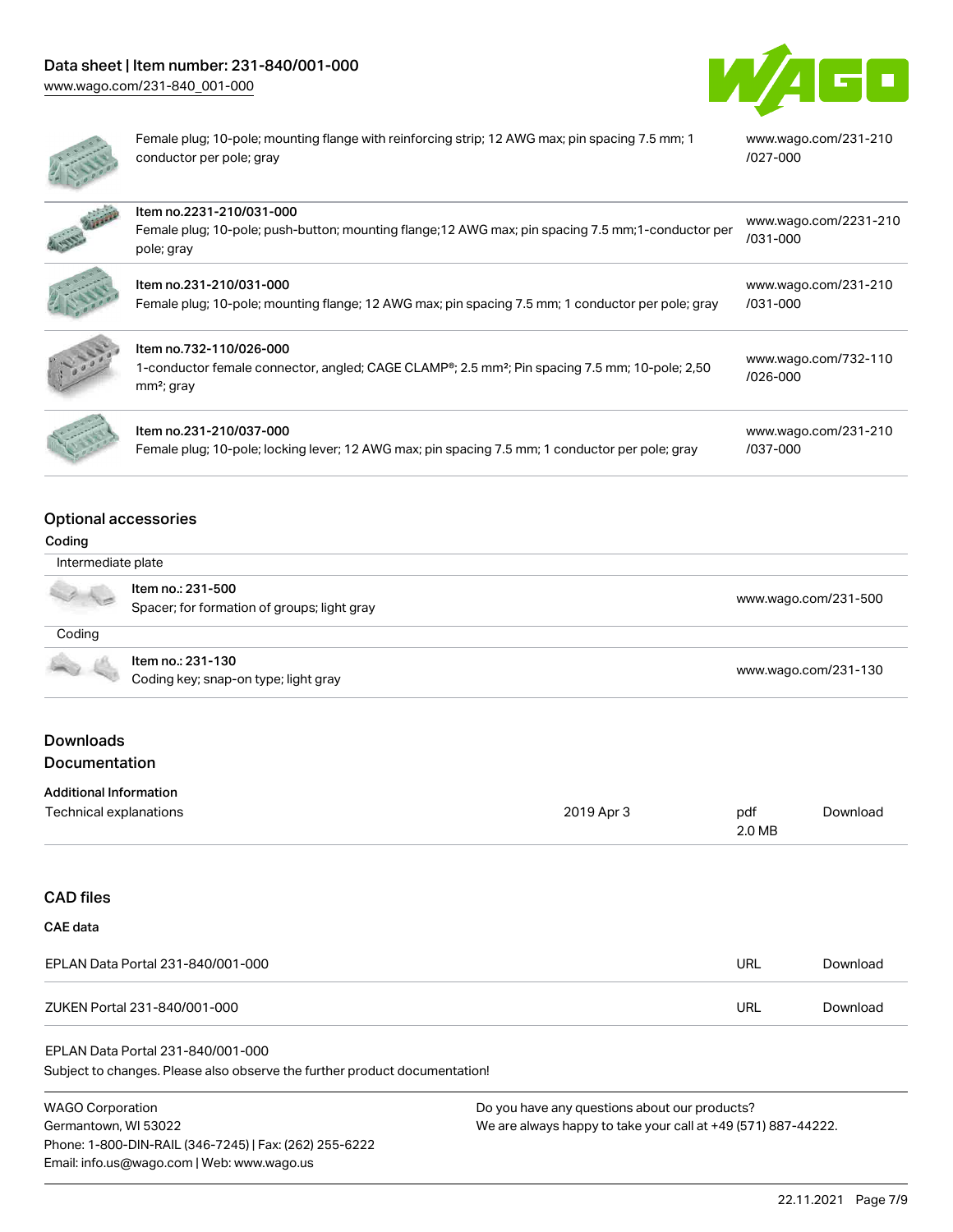| Description | Link |
| --- | --- |
| Female plug; 10-pole; mounting flange with reinforcing strip; 12 AWG max; pin spacing 7.5 mm; 1 conductor per pole; gray | www.wago.com/231-210/027-000 |
| Item no.2231-210/031-000<br>Female plug; 10-pole; push-button; mounting flange;12 AWG max; pin spacing 7.5 mm;1-conductor per pole; gray | www.wago.com/2231-210/031-000 |
| Item no.231-210/031-000<br>Female plug; 10-pole; mounting flange; 12 AWG max; pin spacing 7.5 mm; 1 conductor per pole; gray | www.wago.com/231-210/031-000 |
| Item no.732-110/026-000<br>1-conductor female connector, angled; CAGE CLAMP®; 2.5 mm²; Pin spacing 7.5 mm; 10-pole; 2,50 mm²; gray | www.wago.com/732-110/026-000 |
| Item no.231-210/037-000<br>Female plug; 10-pole; locking lever; 12 AWG max; pin spacing 7.5 mm; 1 conductor per pole; gray | www.wago.com/231-210/037-000 |

## Optional accessories

### Coding

| Intermediate plate | |
| --- | --- |
| Item no.: 231-500<br>Spacer; for formation of groups; light gray | www.wago.com/231-500 |

| Coding | |
| --- | --- |
| Item no.: 231-130<br>Coding key; snap-on type; light gray | www.wago.com/231-130 |

## Downloads

### Documentation

#### Additional Information

| Technical explanations | 2019 Apr 3 | pdf<br>2.0 MB | Download |
| --- | --- | --- | --- |

## CAD files

### CAE data

| | | |
| --- | --- | --- |
| EPLAN Data Portal 231-840/001-000 | URL | Download |
| ZUKEN Portal 231-840/001-000 | URL | Download |

EPLAN Data Portal 231-840/001-000

Subject to changes. Please also observe the further product documentation!

WAGO Corporation
Germantown, WI 53022
Phone: 1-800-DIN-RAIL (346-7245) | Fax: (262) 255-6222
Email: info.us@wago.com | Web: www.wago.us

Do you have any questions about our products?
We are always happy to take your call at +49 (571) 887-44222.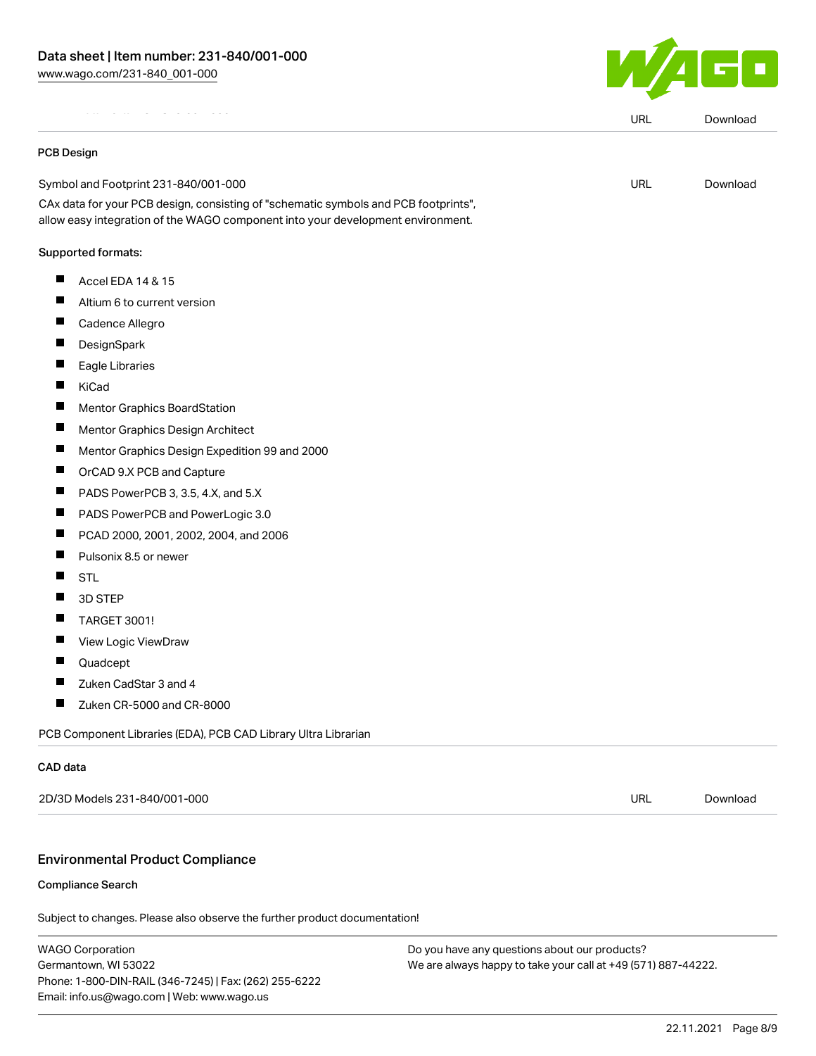| | URL | Download |
|---|---|---|

**PCB Design**

| | | |
|---|---|---|
| Symbol and Footprint 231-840/001-000 | URL | Download |

CAx data for your PCB design, consisting of "schematic symbols and PCB footprints", allow easy integration of the WAGO component into your development environment.

**Supported formats:**

- Accel EDA 14 & 15
- Altium 6 to current version
- Cadence Allegro
- DesignSpark
- Eagle Libraries
- KiCad
- Mentor Graphics BoardStation
- Mentor Graphics Design Architect
- Mentor Graphics Design Expedition 99 and 2000
- OrCAD 9.X PCB and Capture
- PADS PowerPCB 3, 3.5, 4.X, and 5.X
- PADS PowerPCB and PowerLogic 3.0
- PCAD 2000, 2001, 2002, 2004, and 2006
- Pulsonix 8.5 or newer
- STL
- 3D STEP
- TARGET 3001!
- View Logic ViewDraw
- Quadcept
- Zuken CadStar 3 and 4
- Zuken CR-5000 and CR-8000

PCB Component Libraries (EDA), PCB CAD Library Ultra Librarian

**CAD data**

| | | |
|---|---|---|
| 2D/3D Models 231-840/001-000 | URL | Download |

## Environmental Product Compliance

**Compliance Search**

Subject to changes. Please also observe the further product documentation!

WAGO Corporation
Germantown, WI 53022
Phone: 1-800-DIN-RAIL (346-7245) | Fax: (262) 255-6222
Email: info.us@wago.com | Web: www.wago.us

Do you have any questions about our products?
We are always happy to take your call at +49 (571) 887-44222.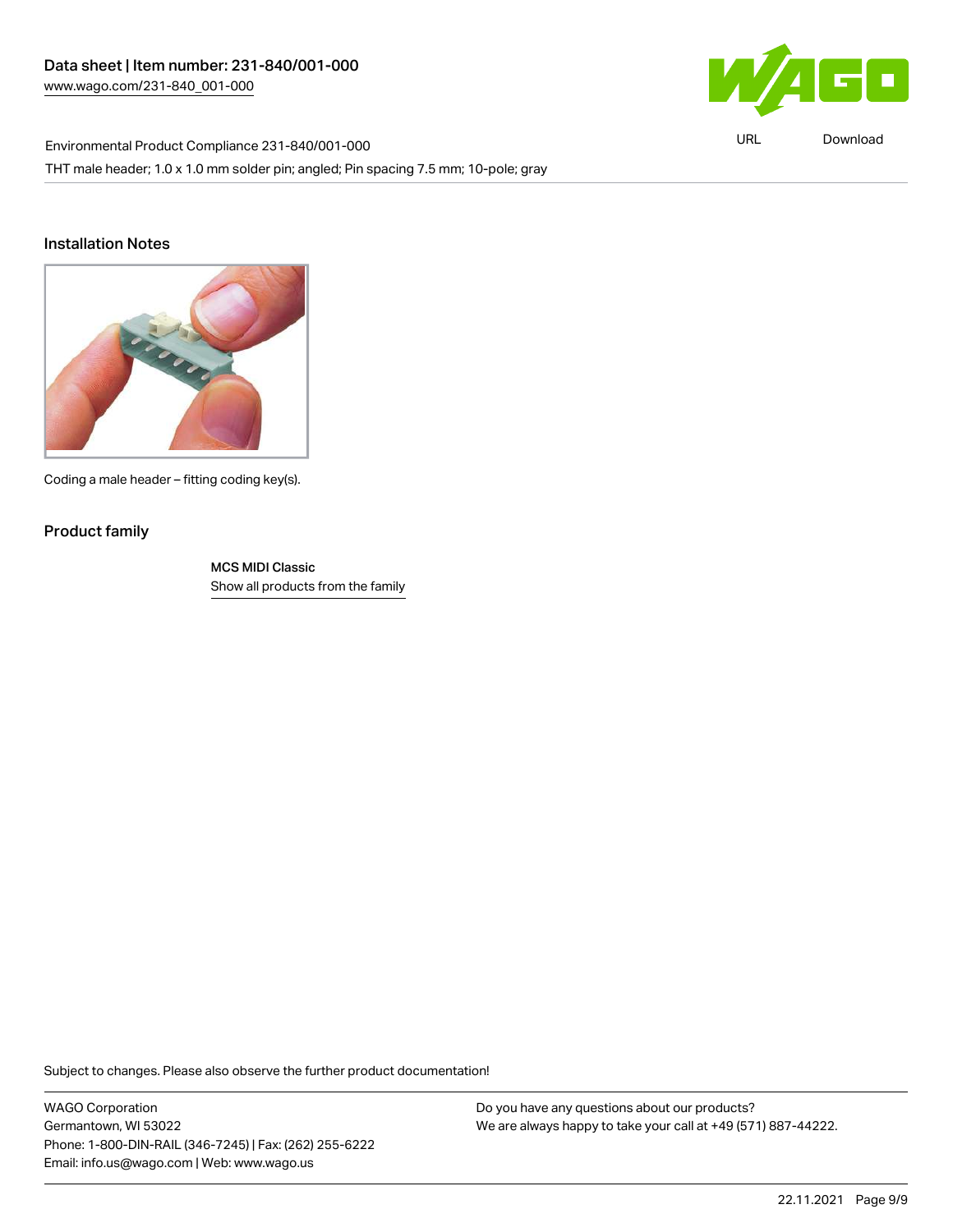Environmental Product Compliance 231-840/001-000

THT male header; 1.0 x 1.0 mm solder pin; angled; Pin spacing 7.5 mm; 10-pole; gray

## Installation Notes

Coding a male header – fitting coding key(s).

## Product family

**MCS MIDI Classic**
Show all products from the family

Subject to changes. Please also observe the further product documentation!

WAGO Corporation
Germantown, WI 53022
Phone: 1-800-DIN-RAIL (346-7245) | Fax: (262) 255-6222
Email: info.us@wago.com | Web: www.wago.us

Do you have any questions about our products?
We are always happy to take your call at +49 (571) 887-44222.